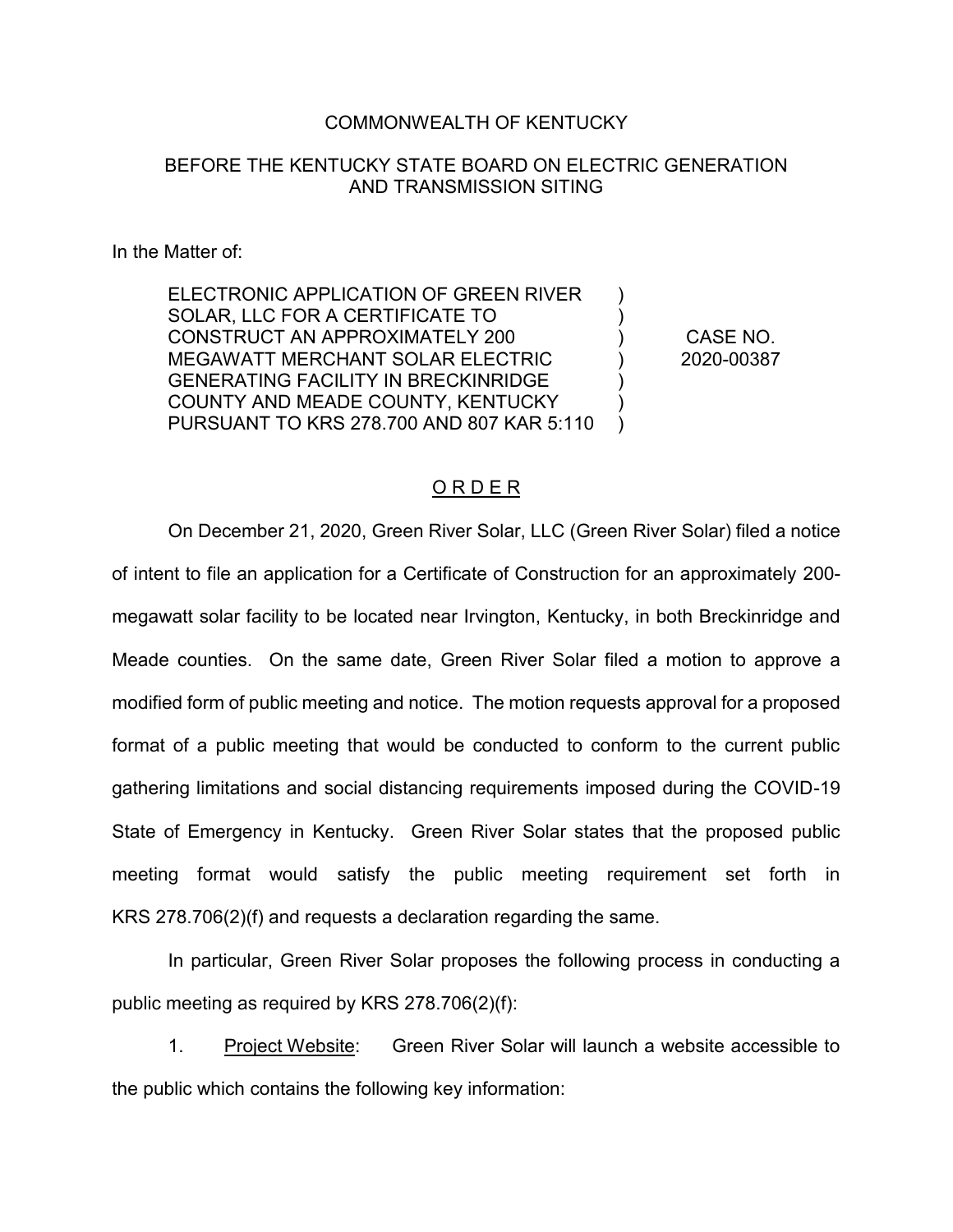COMMONWEALTH OF KENTUCKY

BEFORE THE KENTUCKY STATE BOARD ON ELECTRIC GENERATION AND TRANSMISSION SITING

In the Matter of:

| | | |
|---|---|---|
| ELECTRONIC APPLICATION OF GREEN RIVER SOLAR, LLC FOR A CERTIFICATE TO CONSTRUCT AN APPROXIMATELY 200 MEGAWATT MERCHANT SOLAR ELECTRIC GENERATING FACILITY IN BRECKINRIDGE COUNTY AND MEADE COUNTY, KENTUCKY PURSUANT TO KRS 278.700 AND 807 KAR 5:110 | ) | CASE NO. 2020-00387 |

## O R D E R

On December 21, 2020, Green River Solar, LLC (Green River Solar) filed a notice of intent to file an application for a Certificate of Construction for an approximately 200-megawatt solar facility to be located near Irvington, Kentucky, in both Breckinridge and Meade counties. On the same date, Green River Solar filed a motion to approve a modified form of public meeting and notice. The motion requests approval for a proposed format of a public meeting that would be conducted to conform to the current public gathering limitations and social distancing requirements imposed during the COVID-19 State of Emergency in Kentucky. Green River Solar states that the proposed public meeting format would satisfy the public meeting requirement set forth in KRS 278.706(2)(f) and requests a declaration regarding the same.

In particular, Green River Solar proposes the following process in conducting a public meeting as required by KRS 278.706(2)(f):

1. Project Website: Green River Solar will launch a website accessible to the public which contains the following key information: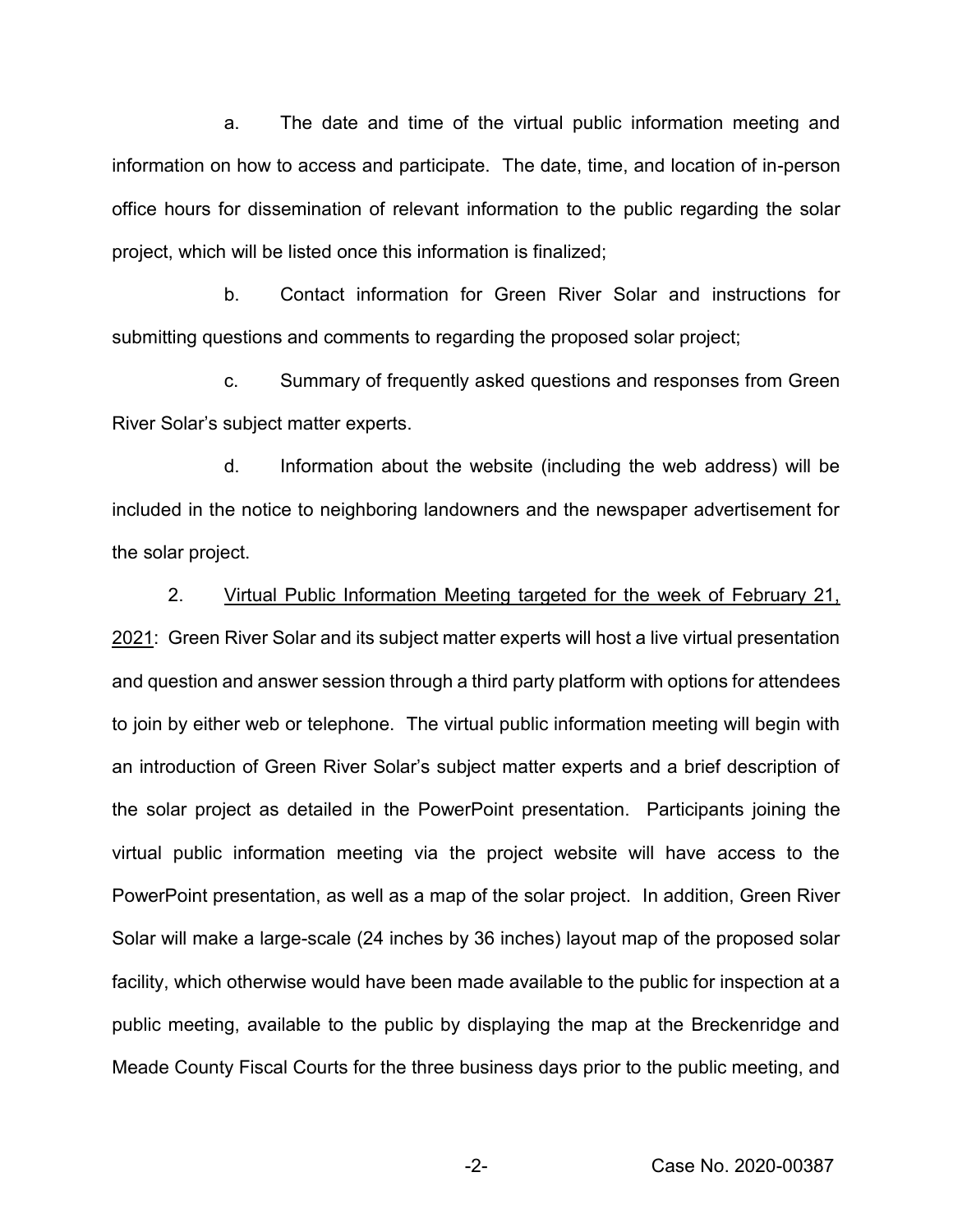a. The date and time of the virtual public information meeting and information on how to access and participate. The date, time, and location of in-person office hours for dissemination of relevant information to the public regarding the solar project, which will be listed once this information is finalized;

b. Contact information for Green River Solar and instructions for submitting questions and comments to regarding the proposed solar project;

c. Summary of frequently asked questions and responses from Green River Solar's subject matter experts.

d. Information about the website (including the web address) will be included in the notice to neighboring landowners and the newspaper advertisement for the solar project.

2. Virtual Public Information Meeting targeted for the week of February 21, 2021: Green River Solar and its subject matter experts will host a live virtual presentation and question and answer session through a third party platform with options for attendees to join by either web or telephone. The virtual public information meeting will begin with an introduction of Green River Solar's subject matter experts and a brief description of the solar project as detailed in the PowerPoint presentation. Participants joining the virtual public information meeting via the project website will have access to the PowerPoint presentation, as well as a map of the solar project. In addition, Green River Solar will make a large-scale (24 inches by 36 inches) layout map of the proposed solar facility, which otherwise would have been made available to the public for inspection at a public meeting, available to the public by displaying the map at the Breckenridge and Meade County Fiscal Courts for the three business days prior to the public meeting, and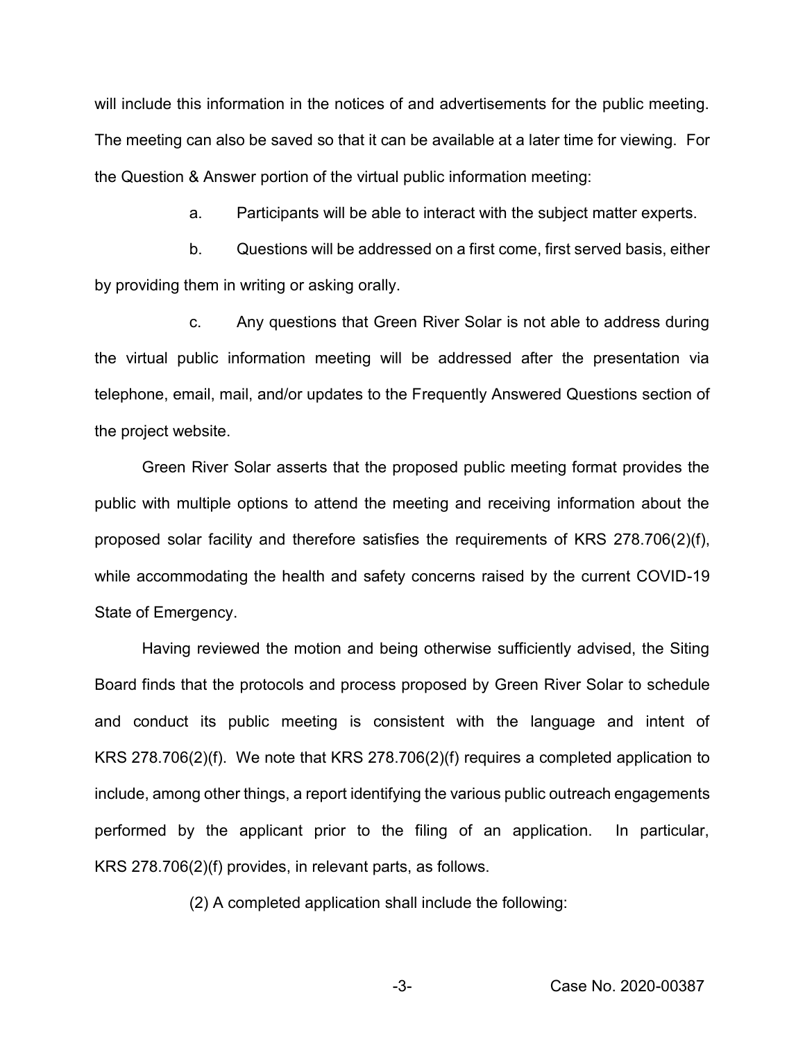will include this information in the notices of and advertisements for the public meeting. The meeting can also be saved so that it can be available at a later time for viewing. For the Question & Answer portion of the virtual public information meeting:

a. Participants will be able to interact with the subject matter experts.

b. Questions will be addressed on a first come, first served basis, either by providing them in writing or asking orally.

c. Any questions that Green River Solar is not able to address during the virtual public information meeting will be addressed after the presentation via telephone, email, mail, and/or updates to the Frequently Answered Questions section of the project website.

Green River Solar asserts that the proposed public meeting format provides the public with multiple options to attend the meeting and receiving information about the proposed solar facility and therefore satisfies the requirements of KRS 278.706(2)(f), while accommodating the health and safety concerns raised by the current COVID-19 State of Emergency.

Having reviewed the motion and being otherwise sufficiently advised, the Siting Board finds that the protocols and process proposed by Green River Solar to schedule and conduct its public meeting is consistent with the language and intent of KRS 278.706(2)(f). We note that KRS 278.706(2)(f) requires a completed application to include, among other things, a report identifying the various public outreach engagements performed by the applicant prior to the filing of an application. In particular, KRS 278.706(2)(f) provides, in relevant parts, as follows.

(2) A completed application shall include the following: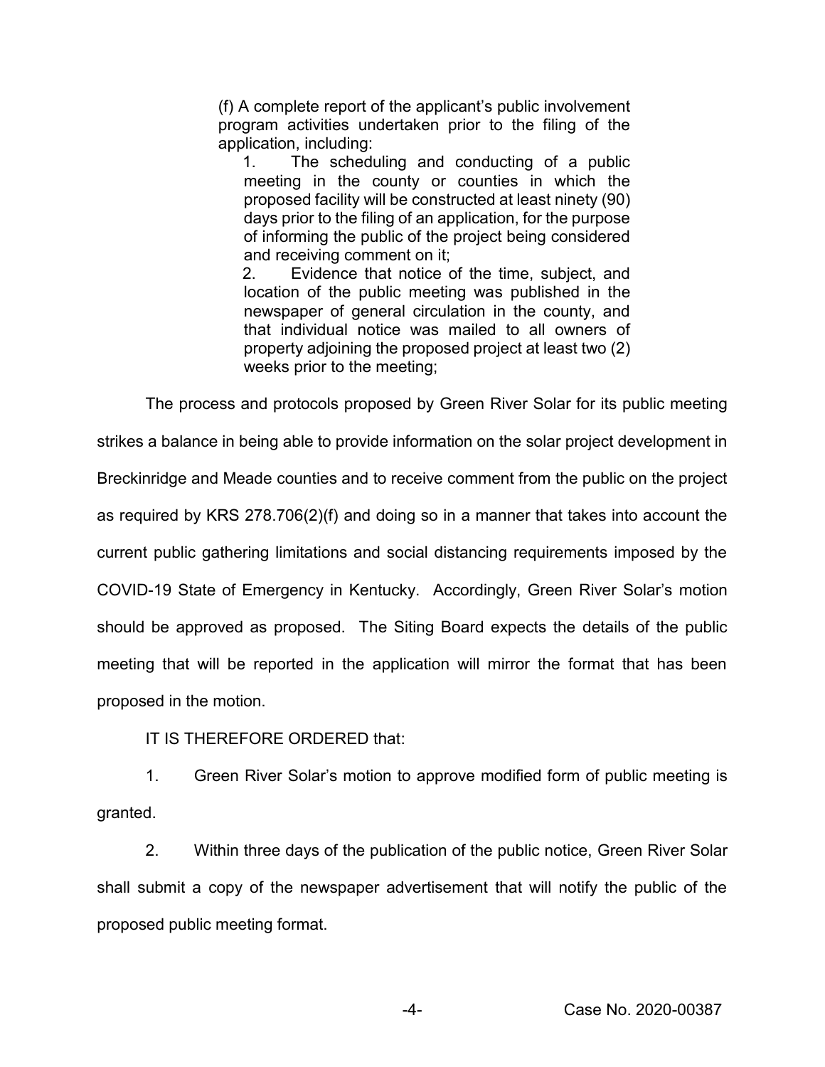> (f) A complete report of the applicant's public involvement program activities undertaken prior to the filing of the application, including:
>
> 1. The scheduling and conducting of a public meeting in the county or counties in which the proposed facility will be constructed at least ninety (90) days prior to the filing of an application, for the purpose of informing the public of the project being considered and receiving comment on it;
>
> 2. Evidence that notice of the time, subject, and location of the public meeting was published in the newspaper of general circulation in the county, and that individual notice was mailed to all owners of property adjoining the proposed project at least two (2) weeks prior to the meeting;

The process and protocols proposed by Green River Solar for its public meeting strikes a balance in being able to provide information on the solar project development in Breckinridge and Meade counties and to receive comment from the public on the project as required by KRS 278.706(2)(f) and doing so in a manner that takes into account the current public gathering limitations and social distancing requirements imposed by the COVID-19 State of Emergency in Kentucky. Accordingly, Green River Solar's motion should be approved as proposed. The Siting Board expects the details of the public meeting that will be reported in the application will mirror the format that has been proposed in the motion.

IT IS THEREFORE ORDERED that:

1. Green River Solar's motion to approve modified form of public meeting is granted.

2. Within three days of the publication of the public notice, Green River Solar shall submit a copy of the newspaper advertisement that will notify the public of the proposed public meeting format.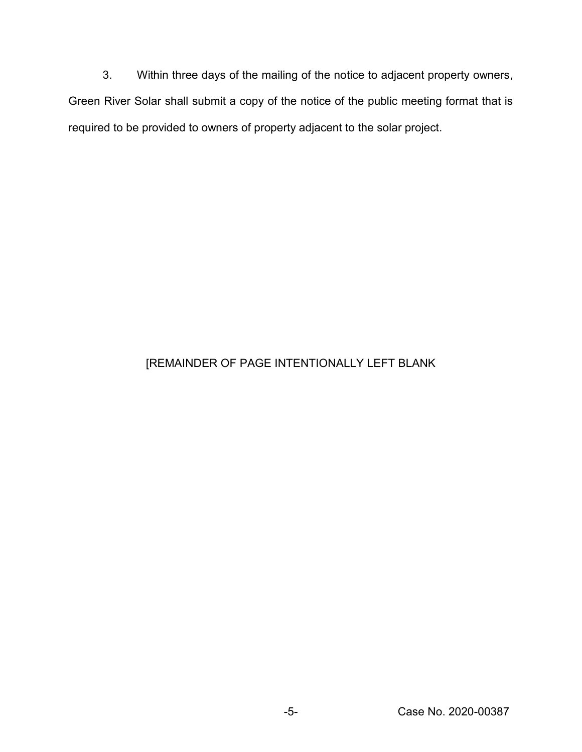3. Within three days of the mailing of the notice to adjacent property owners, Green River Solar shall submit a copy of the notice of the public meeting format that is required to be provided to owners of property adjacent to the solar project.

[REMAINDER OF PAGE INTENTIONALLY LEFT BLANK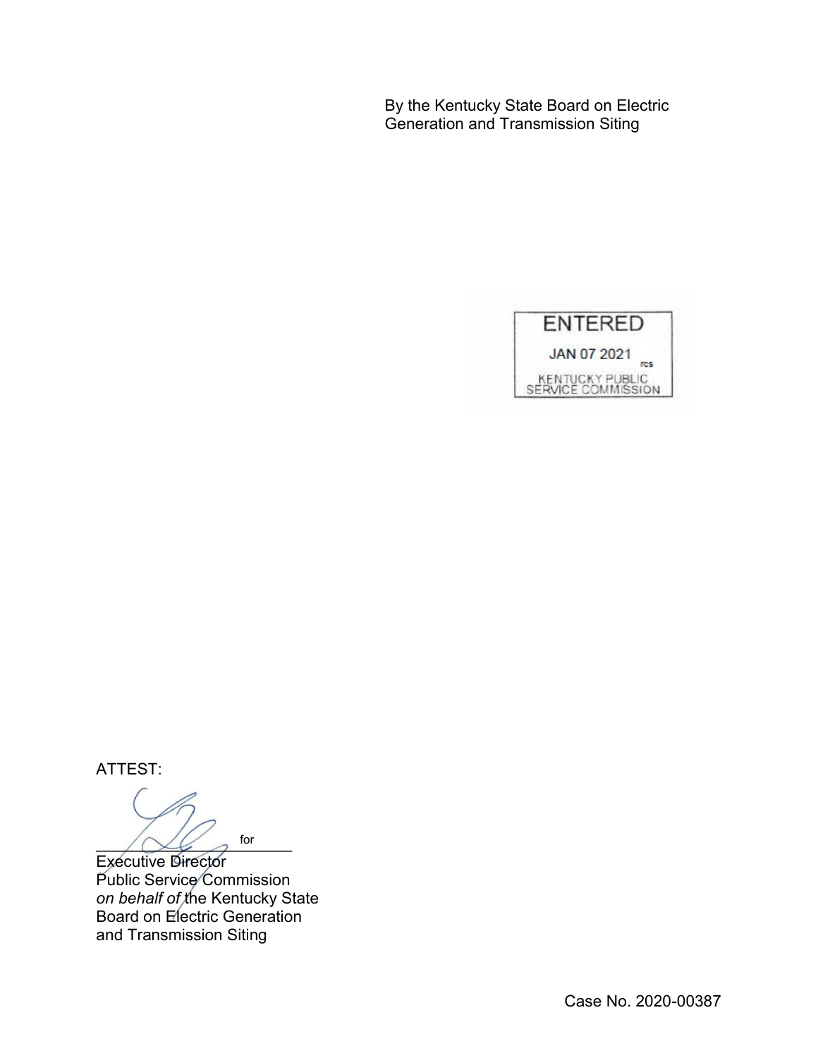By the Kentucky State Board on Electric Generation and Transmission Siting

ENTERED

JAN 07 2021

KENTUCKY PUBLIC SERVICE COMMISSION

ATTEST:

\_\_\_\_\_\_\_\_\_\_\_\_\_\_\_\_\_\_\_\_\_\_ for

Executive Director
Public Service Commission
*on behalf of* the Kentucky State Board on Electric Generation and Transmission Siting

Case No. 2020-00387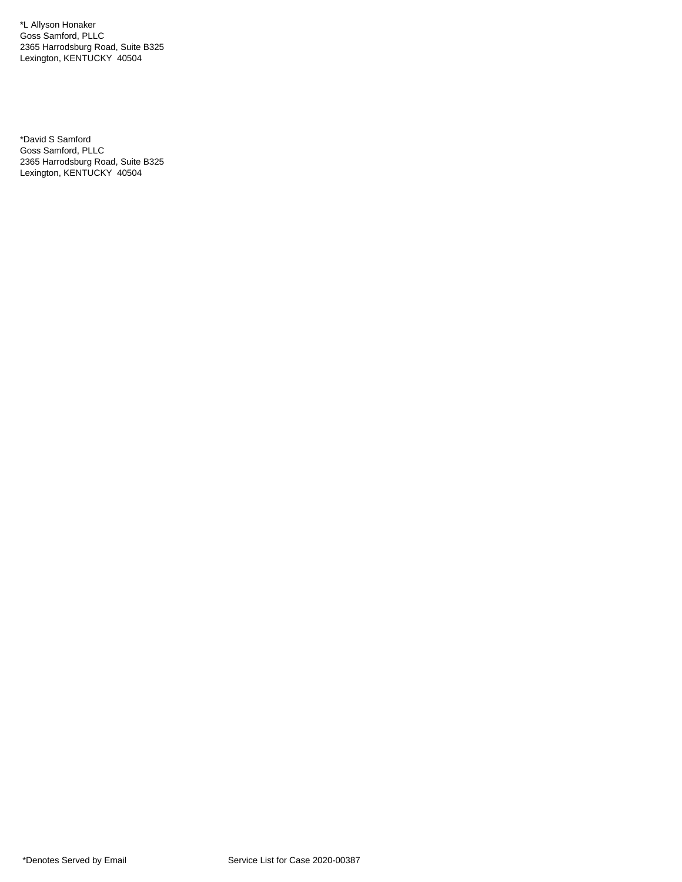*L Allyson Honaker
Goss Samford, PLLC
2365 Harrodsburg Road, Suite B325
Lexington, KENTUCKY  40504

*David S Samford
Goss Samford, PLLC
2365 Harrodsburg Road, Suite B325
Lexington, KENTUCKY  40504

*Denotes Served by Email    Service List for Case 2020-00387